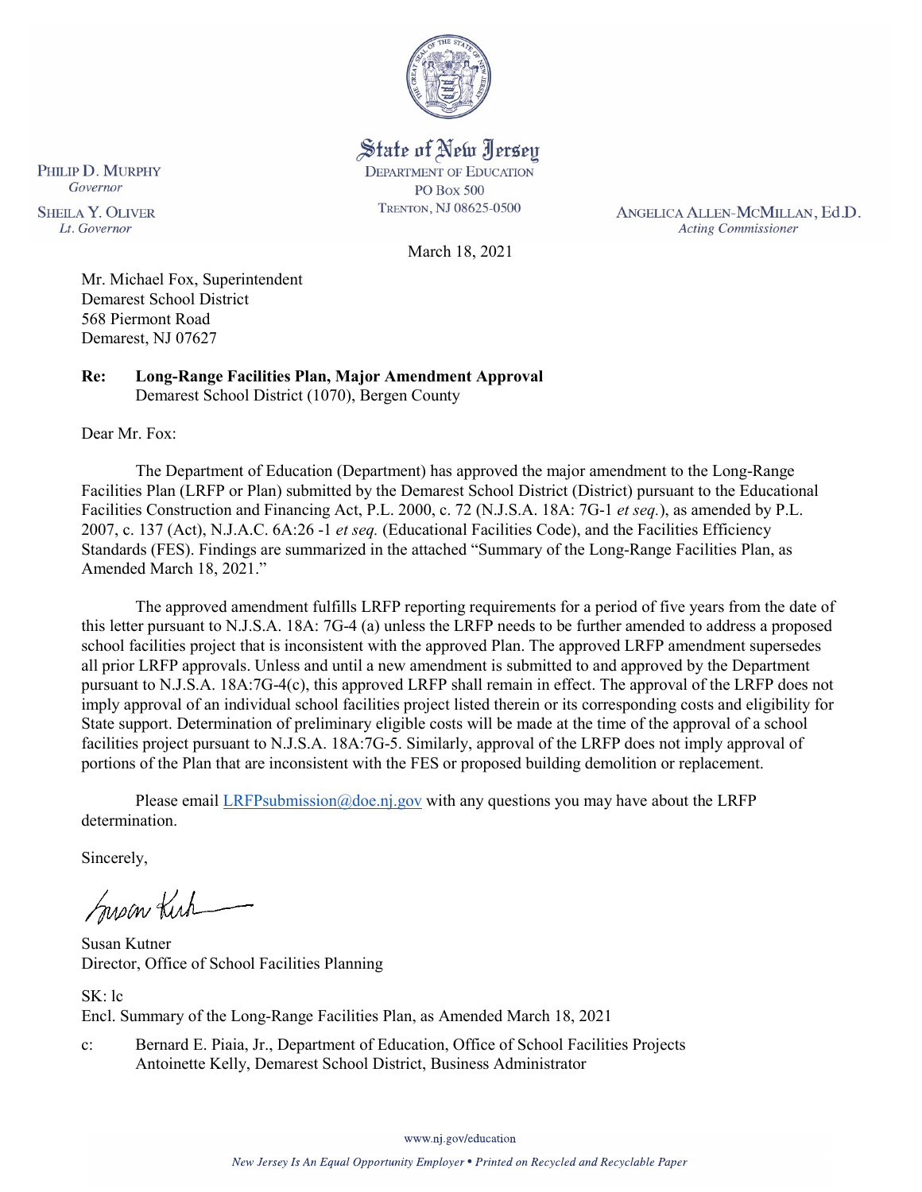State of New Jersey
DEPARTMENT OF EDUCATION
PO BOX 500
TRENTON, NJ 08625-0500

PHILIP D. MURPHY
*Governor*

SHEILA Y. OLIVER
*Lt. Governor*

ANGELICA ALLEN-MCMILLAN, Ed.D.
*Acting Commissioner*

March 18, 2021

Mr. Michael Fox, Superintendent
Demarest School District
568 Piermont Road
Demarest, NJ 07627

**Re: Long-Range Facilities Plan, Major Amendment Approval**
Demarest School District (1070), Bergen County

Dear Mr. Fox:

The Department of Education (Department) has approved the major amendment to the Long-Range Facilities Plan (LRFP or Plan) submitted by the Demarest School District (District) pursuant to the Educational Facilities Construction and Financing Act, P.L. 2000, c. 72 (N.J.S.A. 18A: 7G-1 *et seq.*), as amended by P.L. 2007, c. 137 (Act), N.J.A.C. 6A:26 -1 *et seq.* (Educational Facilities Code), and the Facilities Efficiency Standards (FES). Findings are summarized in the attached "Summary of the Long-Range Facilities Plan, as Amended March 18, 2021."

The approved amendment fulfills LRFP reporting requirements for a period of five years from the date of this letter pursuant to N.J.S.A. 18A: 7G-4 (a) unless the LRFP needs to be further amended to address a proposed school facilities project that is inconsistent with the approved Plan. The approved LRFP amendment supersedes all prior LRFP approvals. Unless and until a new amendment is submitted to and approved by the Department pursuant to N.J.S.A. 18A:7G-4(c), this approved LRFP shall remain in effect. The approval of the LRFP does not imply approval of an individual school facilities project listed therein or its corresponding costs and eligibility for State support. Determination of preliminary eligible costs will be made at the time of the approval of a school facilities project pursuant to N.J.S.A. 18A:7G-5. Similarly, approval of the LRFP does not imply approval of portions of the Plan that are inconsistent with the FES or proposed building demolition or replacement.

Please email LRFPsubmission@doe.nj.gov with any questions you may have about the LRFP determination.

Sincerely,

Susan Kutner
Director, Office of School Facilities Planning

SK: lc
Encl. Summary of the Long-Range Facilities Plan, as Amended March 18, 2021

c: Bernard E. Piaia, Jr., Department of Education, Office of School Facilities Projects
Antoinette Kelly, Demarest School District, Business Administrator

www.nj.gov/education

*New Jersey Is An Equal Opportunity Employer • Printed on Recycled and Recyclable Paper*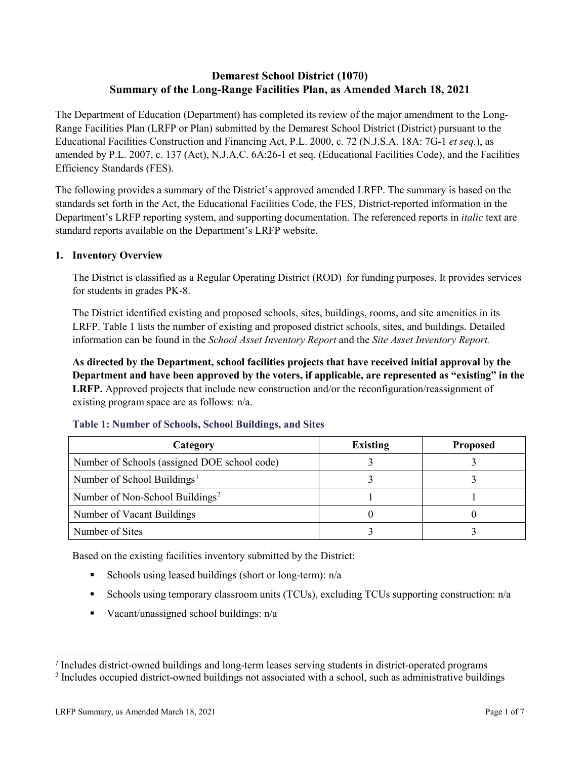# Demarest School District (1070)
## Summary of the Long-Range Facilities Plan, as Amended March 18, 2021

The Department of Education (Department) has completed its review of the major amendment to the Long-Range Facilities Plan (LRFP or Plan) submitted by the Demarest School District (District) pursuant to the Educational Facilities Construction and Financing Act, P.L. 2000, c. 72 (N.J.S.A. 18A: 7G-1 *et seq.*), as amended by P.L. 2007, c. 137 (Act), N.J.A.C. 6A:26-1 et seq. (Educational Facilities Code), and the Facilities Efficiency Standards (FES).

The following provides a summary of the District's approved amended LRFP. The summary is based on the standards set forth in the Act, the Educational Facilities Code, the FES, District-reported information in the Department's LRFP reporting system, and supporting documentation. The referenced reports in *italic* text are standard reports available on the Department's LRFP website.

### 1. Inventory Overview

The District is classified as a Regular Operating District (ROD) for funding purposes. It provides services for students in grades PK-8.

The District identified existing and proposed schools, sites, buildings, rooms, and site amenities in its LRFP. Table 1 lists the number of existing and proposed district schools, sites, and buildings. Detailed information can be found in the *School Asset Inventory Report* and the *Site Asset Inventory Report.*

**As directed by the Department, school facilities projects that have received initial approval by the Department and have been approved by the voters, if applicable, are represented as "existing" in the LRFP.** Approved projects that include new construction and/or the reconfiguration/reassignment of existing program space are as follows: n/a.

**Table 1: Number of Schools, School Buildings, and Sites**

| Category | Existing | Proposed |
|---|---|---|
| Number of Schools (assigned DOE school code) | 3 | 3 |
| Number of School Buildings[1] | 3 | 3 |
| Number of Non-School Buildings[2] | 1 | 1 |
| Number of Vacant Buildings | 0 | 0 |
| Number of Sites | 3 | 3 |

Based on the existing facilities inventory submitted by the District:

- Schools using leased buildings (short or long-term): n/a
- Schools using temporary classroom units (TCUs), excluding TCUs supporting construction: n/a
- Vacant/unassigned school buildings: n/a

[1] Includes district-owned buildings and long-term leases serving students in district-operated programs

[2] Includes occupied district-owned buildings not associated with a school, such as administrative buildings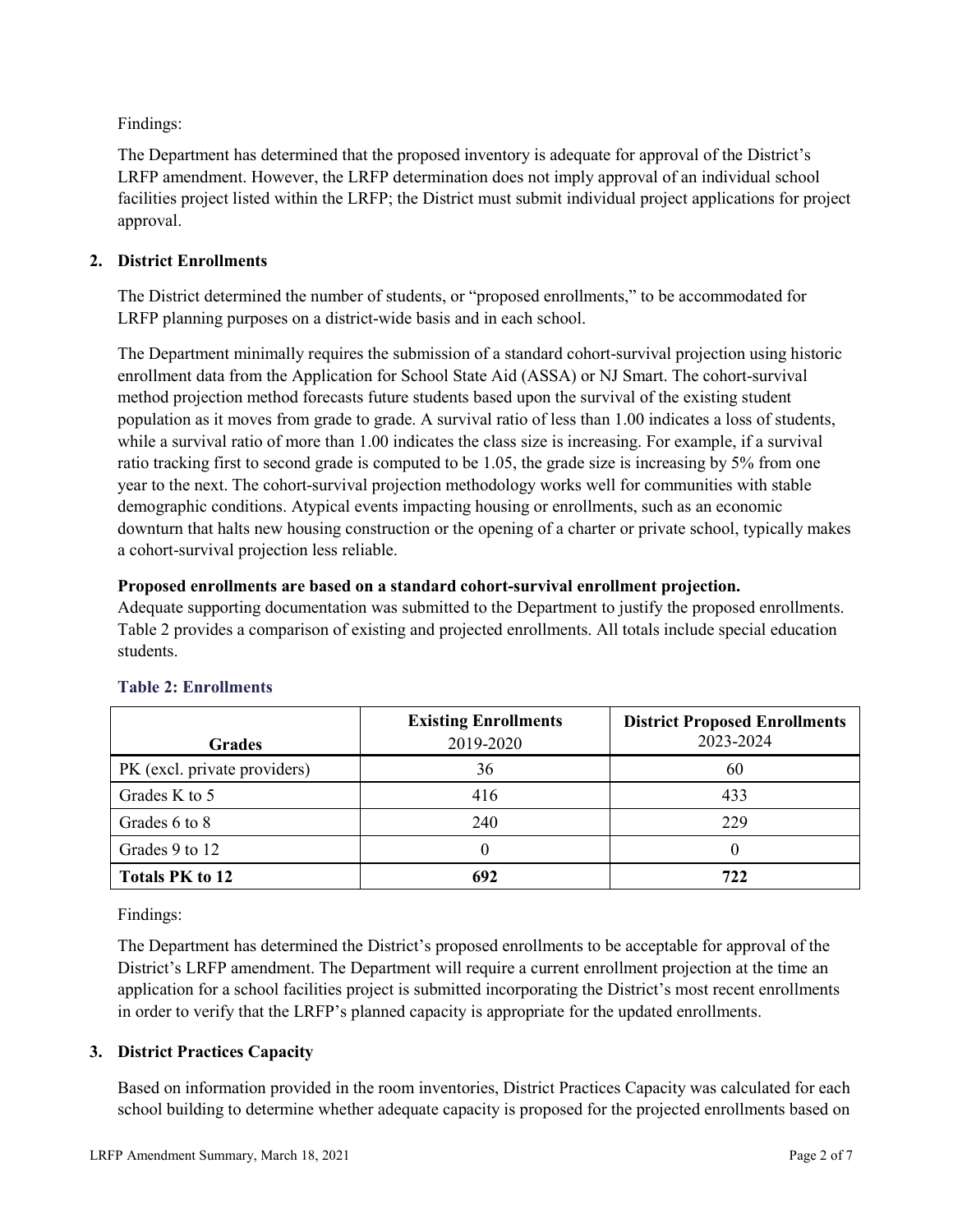Findings:

The Department has determined that the proposed inventory is adequate for approval of the District's LRFP amendment. However, the LRFP determination does not imply approval of an individual school facilities project listed within the LRFP; the District must submit individual project applications for project approval.

## 2. District Enrollments

The District determined the number of students, or "proposed enrollments," to be accommodated for LRFP planning purposes on a district-wide basis and in each school.

The Department minimally requires the submission of a standard cohort-survival projection using historic enrollment data from the Application for School State Aid (ASSA) or NJ Smart. The cohort-survival method projection method forecasts future students based upon the survival of the existing student population as it moves from grade to grade. A survival ratio of less than 1.00 indicates a loss of students, while a survival ratio of more than 1.00 indicates the class size is increasing. For example, if a survival ratio tracking first to second grade is computed to be 1.05, the grade size is increasing by 5% from one year to the next. The cohort-survival projection methodology works well for communities with stable demographic conditions. Atypical events impacting housing or enrollments, such as an economic downturn that halts new housing construction or the opening of a charter or private school, typically makes a cohort-survival projection less reliable.

**Proposed enrollments are based on a standard cohort-survival enrollment projection.**
Adequate supporting documentation was submitted to the Department to justify the proposed enrollments. Table 2 provides a comparison of existing and projected enrollments. All totals include special education students.

### Table 2: Enrollments

| Grades | **Existing Enrollments** 2019-2020 | **District Proposed Enrollments** 2023-2024 |
|---|---|---|
| PK (excl. private providers) | 36 | 60 |
| Grades K to 5 | 416 | 433 |
| Grades 6 to 8 | 240 | 229 |
| Grades 9 to 12 | 0 | 0 |
| **Totals PK to 12** | **692** | **722** |

Findings:

The Department has determined the District's proposed enrollments to be acceptable for approval of the District's LRFP amendment. The Department will require a current enrollment projection at the time an application for a school facilities project is submitted incorporating the District's most recent enrollments in order to verify that the LRFP's planned capacity is appropriate for the updated enrollments.

## 3. District Practices Capacity

Based on information provided in the room inventories, District Practices Capacity was calculated for each school building to determine whether adequate capacity is proposed for the projected enrollments based on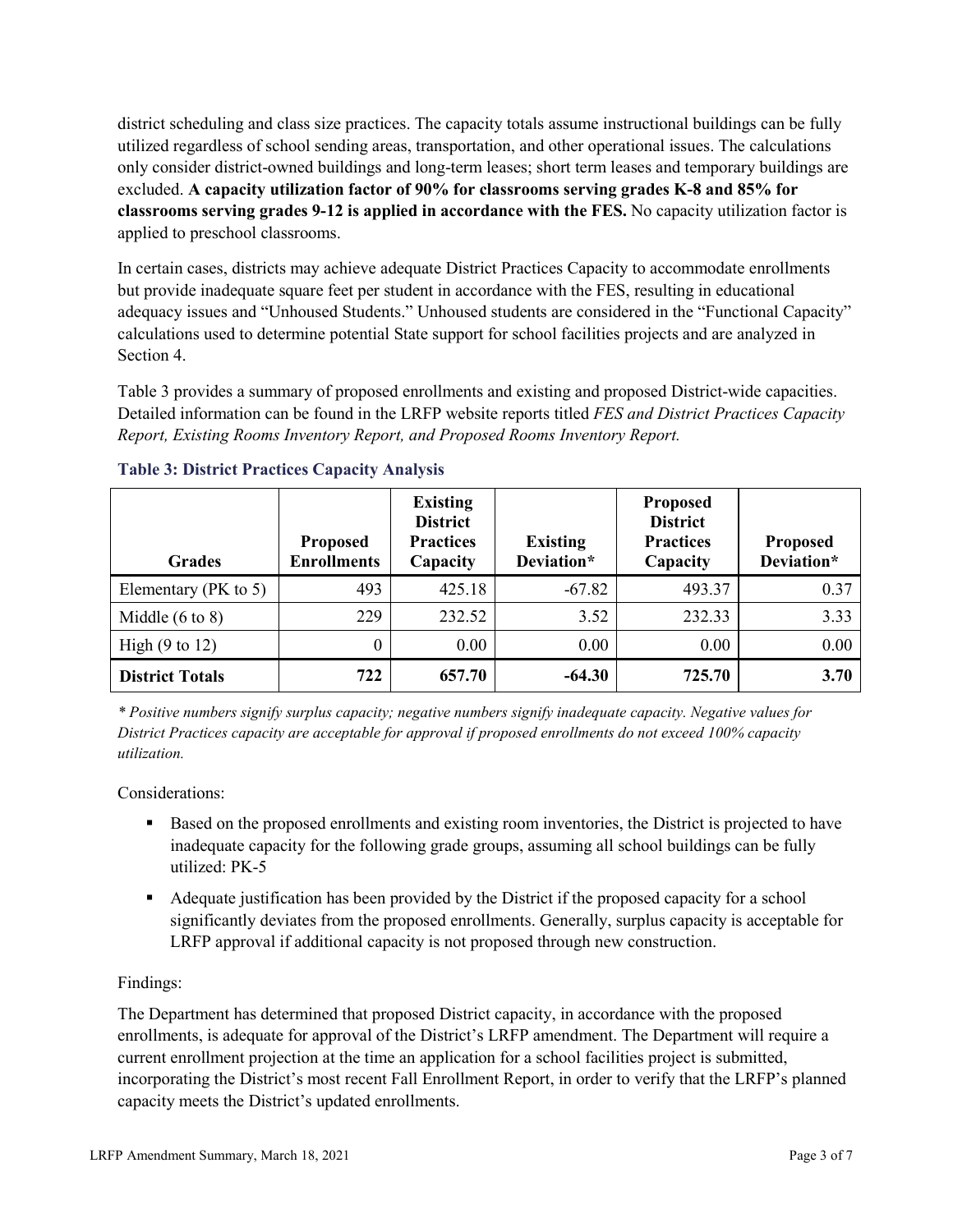district scheduling and class size practices. The capacity totals assume instructional buildings can be fully utilized regardless of school sending areas, transportation, and other operational issues. The calculations only consider district-owned buildings and long-term leases; short term leases and temporary buildings are excluded. **A capacity utilization factor of 90% for classrooms serving grades K-8 and 85% for classrooms serving grades 9-12 is applied in accordance with the FES.** No capacity utilization factor is applied to preschool classrooms.

In certain cases, districts may achieve adequate District Practices Capacity to accommodate enrollments but provide inadequate square feet per student in accordance with the FES, resulting in educational adequacy issues and "Unhoused Students." Unhoused students are considered in the "Functional Capacity" calculations used to determine potential State support for school facilities projects and are analyzed in Section 4.

Table 3 provides a summary of proposed enrollments and existing and proposed District-wide capacities. Detailed information can be found in the LRFP website reports titled *FES and District Practices Capacity Report, Existing Rooms Inventory Report, and Proposed Rooms Inventory Report.*

### Table 3: District Practices Capacity Analysis

| Grades | Proposed Enrollments | Existing District Practices Capacity | Existing Deviation* | Proposed District Practices Capacity | Proposed Deviation* |
|---|---|---|---|---|---|
| Elementary (PK to 5) | 493 | 425.18 | -67.82 | 493.37 | 0.37 |
| Middle (6 to 8) | 229 | 232.52 | 3.52 | 232.33 | 3.33 |
| High (9 to 12) | 0 | 0.00 | 0.00 | 0.00 | 0.00 |
| **District Totals** | **722** | **657.70** | **-64.30** | **725.70** | **3.70** |

*\* Positive numbers signify surplus capacity; negative numbers signify inadequate capacity. Negative values for District Practices capacity are acceptable for approval if proposed enrollments do not exceed 100% capacity utilization.*

Considerations:

- Based on the proposed enrollments and existing room inventories, the District is projected to have inadequate capacity for the following grade groups, assuming all school buildings can be fully utilized: PK-5
- Adequate justification has been provided by the District if the proposed capacity for a school significantly deviates from the proposed enrollments. Generally, surplus capacity is acceptable for LRFP approval if additional capacity is not proposed through new construction.

Findings:

The Department has determined that proposed District capacity, in accordance with the proposed enrollments, is adequate for approval of the District's LRFP amendment. The Department will require a current enrollment projection at the time an application for a school facilities project is submitted, incorporating the District's most recent Fall Enrollment Report, in order to verify that the LRFP's planned capacity meets the District's updated enrollments.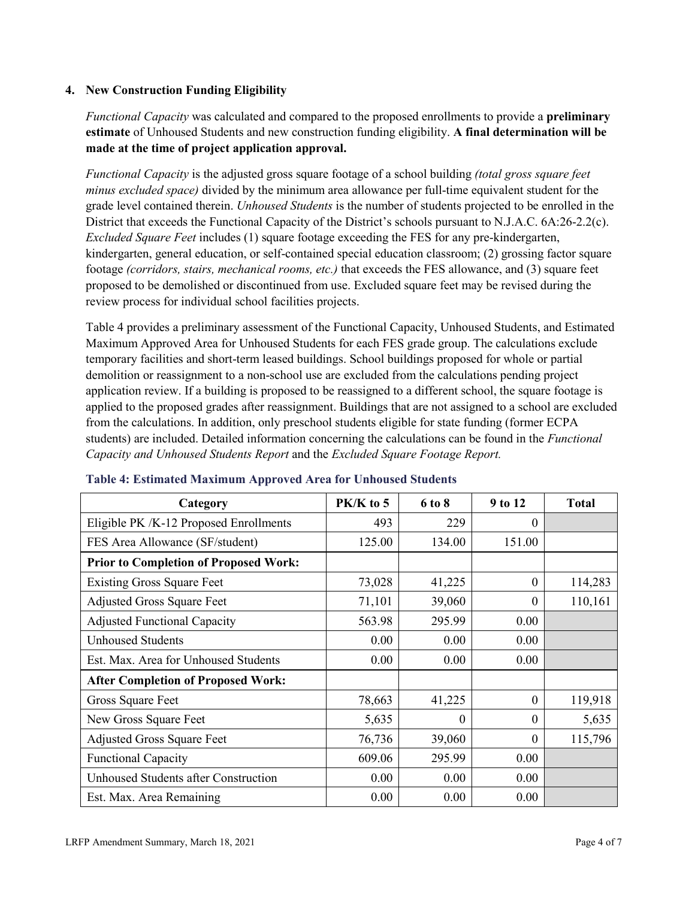### 4. New Construction Funding Eligibility

*Functional Capacity* was calculated and compared to the proposed enrollments to provide a **preliminary estimate** of Unhoused Students and new construction funding eligibility. **A final determination will be made at the time of project application approval.**

*Functional Capacity* is the adjusted gross square footage of a school building *(total gross square feet minus excluded space)* divided by the minimum area allowance per full-time equivalent student for the grade level contained therein. *Unhoused Students* is the number of students projected to be enrolled in the District that exceeds the Functional Capacity of the District's schools pursuant to N.J.A.C. 6A:26-2.2(c). *Excluded Square Feet* includes (1) square footage exceeding the FES for any pre-kindergarten, kindergarten, general education, or self-contained special education classroom; (2) grossing factor square footage *(corridors, stairs, mechanical rooms, etc.)* that exceeds the FES allowance, and (3) square feet proposed to be demolished or discontinued from use. Excluded square feet may be revised during the review process for individual school facilities projects.

Table 4 provides a preliminary assessment of the Functional Capacity, Unhoused Students, and Estimated Maximum Approved Area for Unhoused Students for each FES grade group. The calculations exclude temporary facilities and short-term leased buildings. School buildings proposed for whole or partial demolition or reassignment to a non-school use are excluded from the calculations pending project application review. If a building is proposed to be reassigned to a different school, the square footage is applied to the proposed grades after reassignment. Buildings that are not assigned to a school are excluded from the calculations. In addition, only preschool students eligible for state funding (former ECPA students) are included. Detailed information concerning the calculations can be found in the *Functional Capacity and Unhoused Students Report* and the *Excluded Square Footage Report.*

**Table 4: Estimated Maximum Approved Area for Unhoused Students**

| Category | PK/K to 5 | 6 to 8 | 9 to 12 | Total |
|---|---|---|---|---|
| Eligible PK /K-12 Proposed Enrollments | 493 | 229 | 0 | |
| FES Area Allowance (SF/student) | 125.00 | 134.00 | 151.00 | |
| **Prior to Completion of Proposed Work:** | | | | |
| Existing Gross Square Feet | 73,028 | 41,225 | 0 | 114,283 |
| Adjusted Gross Square Feet | 71,101 | 39,060 | 0 | 110,161 |
| Adjusted Functional Capacity | 563.98 | 295.99 | 0.00 | |
| Unhoused Students | 0.00 | 0.00 | 0.00 | |
| Est. Max. Area for Unhoused Students | 0.00 | 0.00 | 0.00 | |
| **After Completion of Proposed Work:** | | | | |
| Gross Square Feet | 78,663 | 41,225 | 0 | 119,918 |
| New Gross Square Feet | 5,635 | 0 | 0 | 5,635 |
| Adjusted Gross Square Feet | 76,736 | 39,060 | 0 | 115,796 |
| Functional Capacity | 609.06 | 295.99 | 0.00 | |
| Unhoused Students after Construction | 0.00 | 0.00 | 0.00 | |
| Est. Max. Area Remaining | 0.00 | 0.00 | 0.00 | |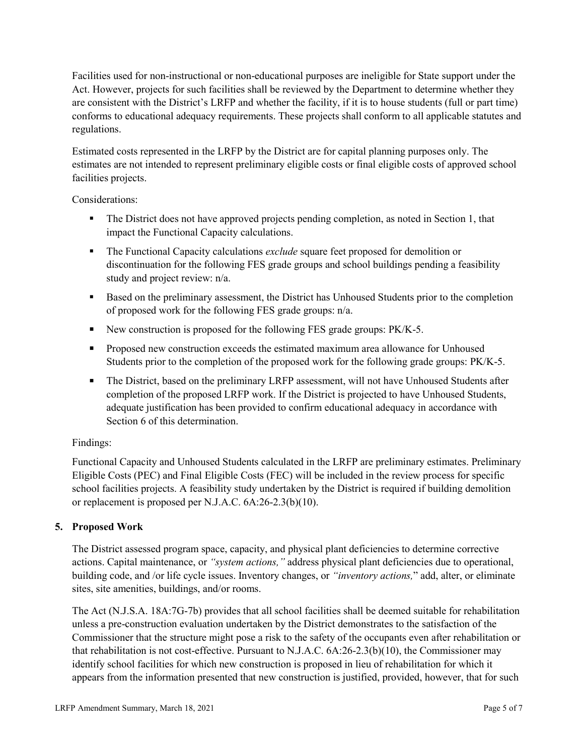Facilities used for non-instructional or non-educational purposes are ineligible for State support under the Act. However, projects for such facilities shall be reviewed by the Department to determine whether they are consistent with the District's LRFP and whether the facility, if it is to house students (full or part time) conforms to educational adequacy requirements. These projects shall conform to all applicable statutes and regulations.

Estimated costs represented in the LRFP by the District are for capital planning purposes only. The estimates are not intended to represent preliminary eligible costs or final eligible costs of approved school facilities projects.

Considerations:

- The District does not have approved projects pending completion, as noted in Section 1, that impact the Functional Capacity calculations.
- The Functional Capacity calculations *exclude* square feet proposed for demolition or discontinuation for the following FES grade groups and school buildings pending a feasibility study and project review: n/a.
- Based on the preliminary assessment, the District has Unhoused Students prior to the completion of proposed work for the following FES grade groups: n/a.
- New construction is proposed for the following FES grade groups: PK/K-5.
- Proposed new construction exceeds the estimated maximum area allowance for Unhoused Students prior to the completion of the proposed work for the following grade groups: PK/K-5.
- The District, based on the preliminary LRFP assessment, will not have Unhoused Students after completion of the proposed LRFP work. If the District is projected to have Unhoused Students, adequate justification has been provided to confirm educational adequacy in accordance with Section 6 of this determination.

Findings:

Functional Capacity and Unhoused Students calculated in the LRFP are preliminary estimates. Preliminary Eligible Costs (PEC) and Final Eligible Costs (FEC) will be included in the review process for specific school facilities projects. A feasibility study undertaken by the District is required if building demolition or replacement is proposed per N.J.A.C. 6A:26-2.3(b)(10).

## 5. Proposed Work

The District assessed program space, capacity, and physical plant deficiencies to determine corrective actions. Capital maintenance, or *"system actions,"* address physical plant deficiencies due to operational, building code, and /or life cycle issues. Inventory changes, or *"inventory actions,"* add, alter, or eliminate sites, site amenities, buildings, and/or rooms.

The Act (N.J.S.A. 18A:7G-7b) provides that all school facilities shall be deemed suitable for rehabilitation unless a pre-construction evaluation undertaken by the District demonstrates to the satisfaction of the Commissioner that the structure might pose a risk to the safety of the occupants even after rehabilitation or that rehabilitation is not cost-effective. Pursuant to N.J.A.C. 6A:26-2.3(b)(10), the Commissioner may identify school facilities for which new construction is proposed in lieu of rehabilitation for which it appears from the information presented that new construction is justified, provided, however, that for such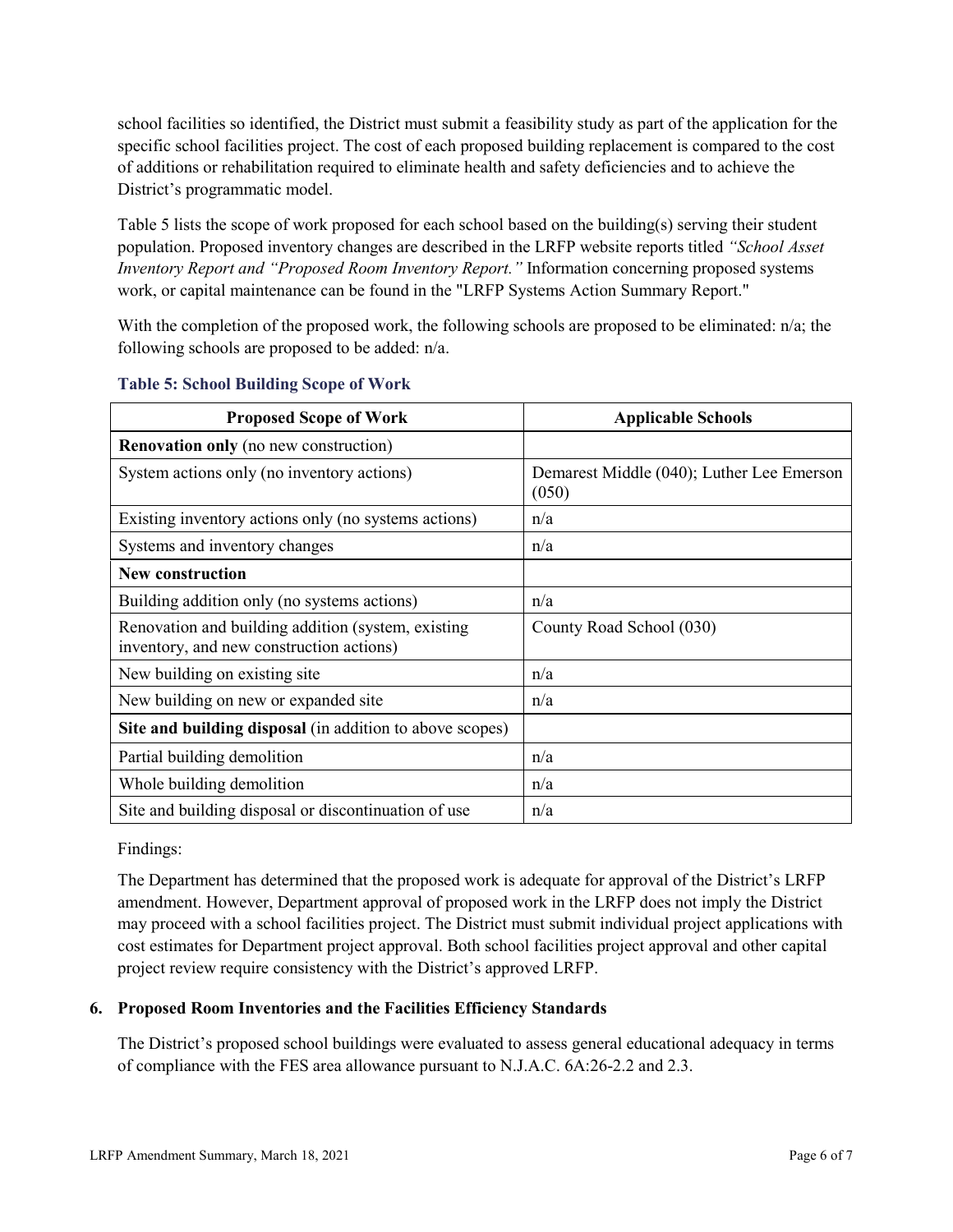school facilities so identified, the District must submit a feasibility study as part of the application for the specific school facilities project. The cost of each proposed building replacement is compared to the cost of additions or rehabilitation required to eliminate health and safety deficiencies and to achieve the District's programmatic model.

Table 5 lists the scope of work proposed for each school based on the building(s) serving their student population. Proposed inventory changes are described in the LRFP website reports titled *"School Asset Inventory Report and "Proposed Room Inventory Report."* Information concerning proposed systems work, or capital maintenance can be found in the "LRFP Systems Action Summary Report."

With the completion of the proposed work, the following schools are proposed to be eliminated: n/a; the following schools are proposed to be added: n/a.

**Table 5: School Building Scope of Work**

| Proposed Scope of Work | Applicable Schools |
|---|---|
| **Renovation only** (no new construction) | |
| System actions only (no inventory actions) | Demarest Middle (040); Luther Lee Emerson (050) |
| Existing inventory actions only (no systems actions) | n/a |
| Systems and inventory changes | n/a |
| **New construction** | |
| Building addition only (no systems actions) | n/a |
| Renovation and building addition (system, existing inventory, and new construction actions) | County Road School (030) |
| New building on existing site | n/a |
| New building on new or expanded site | n/a |
| **Site and building disposal** (in addition to above scopes) | |
| Partial building demolition | n/a |
| Whole building demolition | n/a |
| Site and building disposal or discontinuation of use | n/a |

Findings:

The Department has determined that the proposed work is adequate for approval of the District's LRFP amendment. However, Department approval of proposed work in the LRFP does not imply the District may proceed with a school facilities project. The District must submit individual project applications with cost estimates for Department project approval. Both school facilities project approval and other capital project review require consistency with the District's approved LRFP.

### 6. Proposed Room Inventories and the Facilities Efficiency Standards

The District's proposed school buildings were evaluated to assess general educational adequacy in terms of compliance with the FES area allowance pursuant to N.J.A.C. 6A:26-2.2 and 2.3.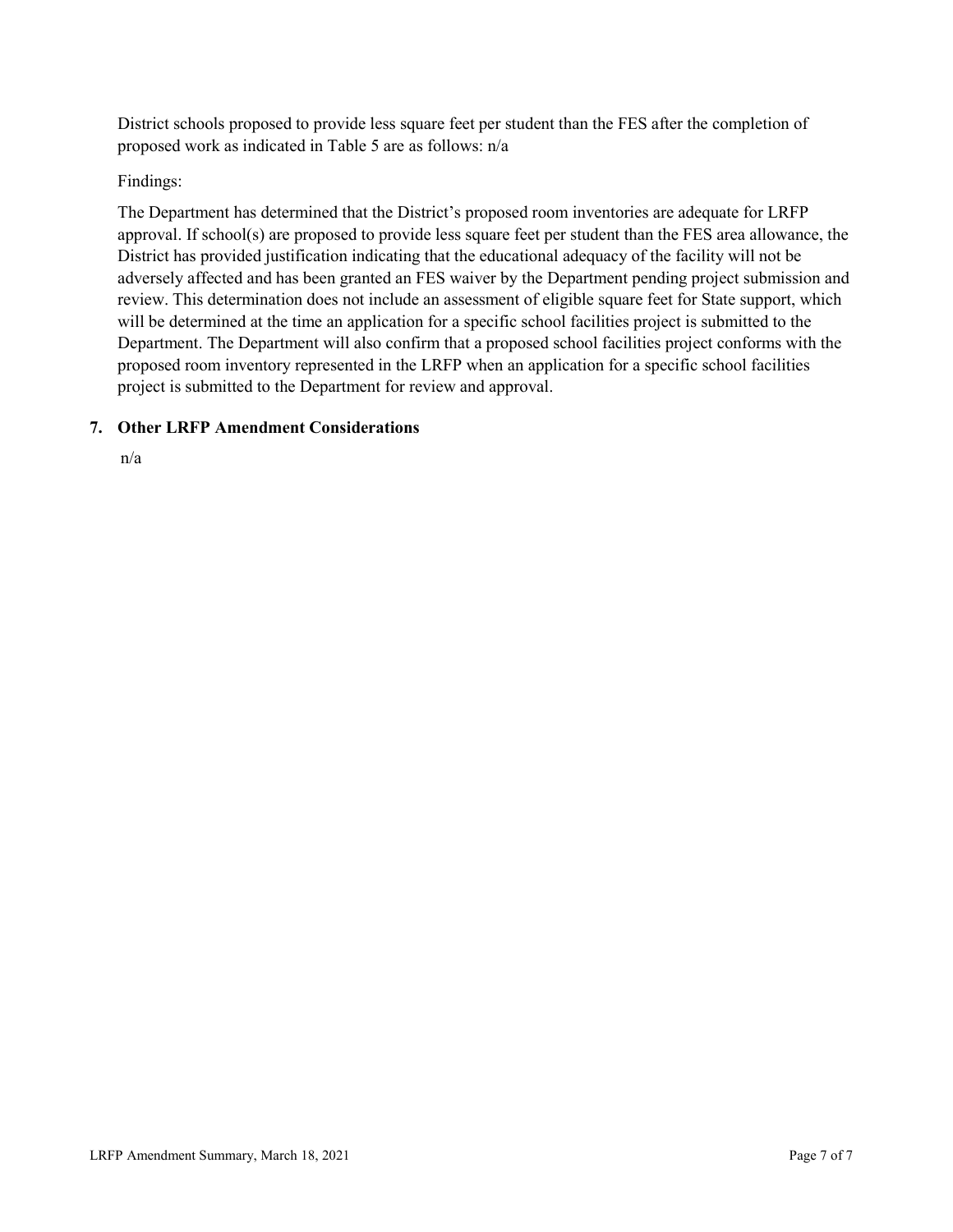District schools proposed to provide less square feet per student than the FES after the completion of proposed work as indicated in Table 5 are as follows: n/a

Findings:

The Department has determined that the District's proposed room inventories are adequate for LRFP approval. If school(s) are proposed to provide less square feet per student than the FES area allowance, the District has provided justification indicating that the educational adequacy of the facility will not be adversely affected and has been granted an FES waiver by the Department pending project submission and review. This determination does not include an assessment of eligible square feet for State support, which will be determined at the time an application for a specific school facilities project is submitted to the Department. The Department will also confirm that a proposed school facilities project conforms with the proposed room inventory represented in the LRFP when an application for a specific school facilities project is submitted to the Department for review and approval.

## 7. Other LRFP Amendment Considerations

n/a